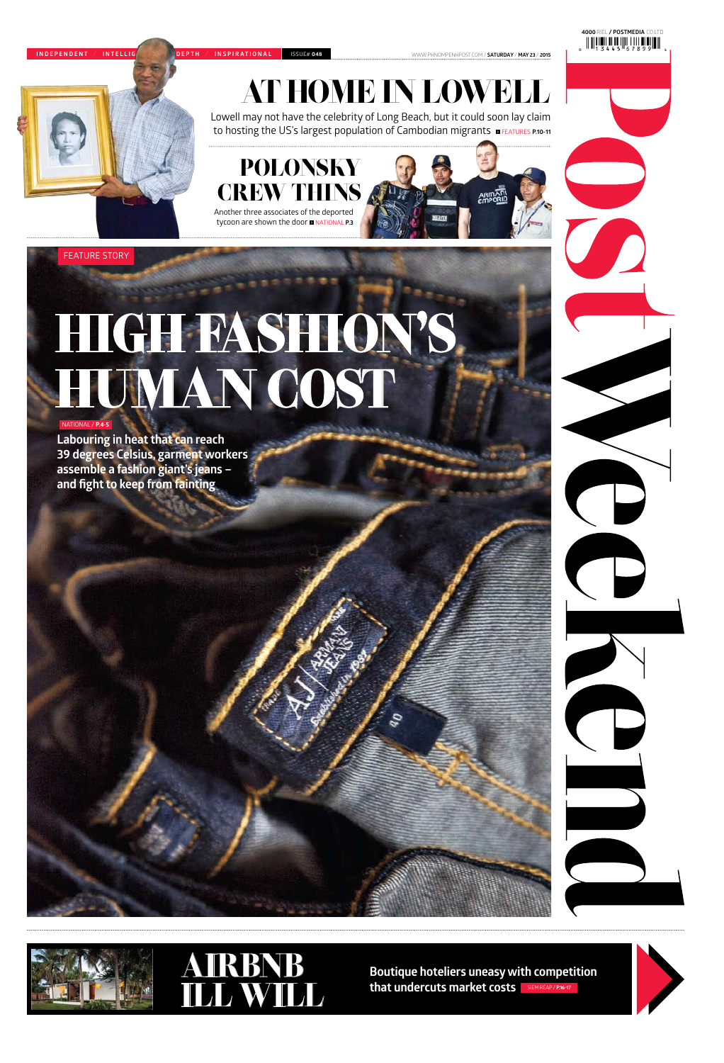INDEPENDENT / INTELLIG... DEPTH / INSPIRATIONAL ISSUE# 048

WWW.PHNOMPENHPOST.COM / SATURDAY / MAY 23 / 2015

4000 RIEL / POSTMEDIA CO.LTD

# Post Weekend

## AT HOME IN LOWELL

Lowell may not have the celebrity of Long Beach, but it could soon lay claim to hosting the US's largest population of Cambodian migrants FEATURES P.10-11

## POLONSKY CREW THINS

Another three associates of the deported tycoon are shown the door NATIONAL P.3

FEATURE STORY

# HIGH FASHION'S HUMAN COST

NATIONAL / P.4-5

**Labouring in heat that can reach 39 degrees Celsius, garment workers assemble a fashion giant's jeans – and fight to keep from fainting**

## AIRBNB ILL WILL

**Boutique hoteliers uneasy with competition that undercuts market costs** SIEM REAP / P.16-17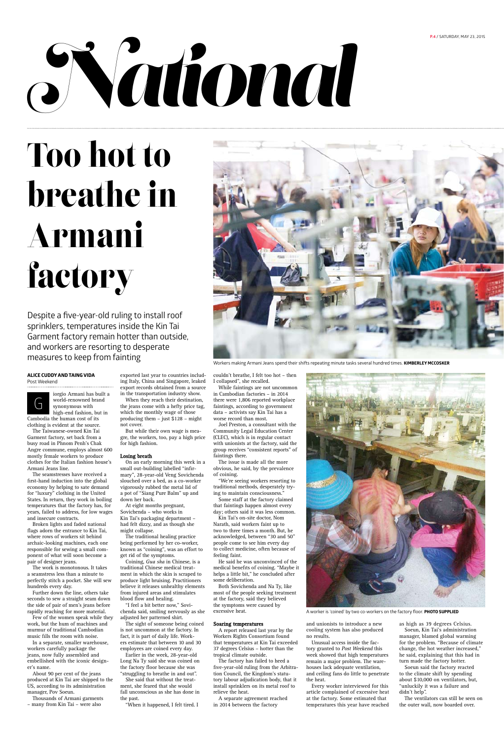# National

# Too hot to breathe in Armani factory

Despite a five-year-old ruling to install roof sprinklers, temperatures inside the Kin Tai Garment factory remain hotter than outside, and workers are resorting to desperate measures to keep from fainting

Workers making Armani Jeans spend their shifts repeating minute tasks several hundred times. **KIMBERLEY MCCOSKER**

**ALICE CUDDY AND TAING VIDA**
Post Weekend

Giorgio Armani has built a world-renowned brand synonymous with high-end fashion, but in Cambodia the human cost of its clothing is evident at the source.

The Taiwanese-owned Kin Tai Garment factory, set back from a busy road in Phnom Penh's Chak Angre commune, employs almost 600 mostly female workers to produce clothes for the Italian fashion house's Armani Jeans line.

The seamstresses have received a first-hand induction into the global economy by helping to sate demand for "luxury" clothing in the United States. In return, they work in boiling temperatures that the factory has, for years, failed to address, for low wages and insecure contracts.

Broken lights and faded national flags adorn the entrance to Kin Tai, where rows of workers sit behind archaic-looking machines, each one responsible for sewing a small component of what will soon become a pair of designer jeans.

The work is monotonous. It takes a seamstress less than a minute to perfectly stitch a pocket. She will sew hundreds every day.

Further down the line, others take seconds to sew a straight seam down the side of pair of men's jeans before rapidly reaching for more material.

Few of the women speak while they work, but the hum of machines and murmur of traditional Cambodian music fills the room with noise.

In a separate, smaller warehouse, workers carefully package the jeans, now fully assembled and embellished with the iconic designer's name.

About 90 per cent of the jeans produced at Kin Tai are shipped to the US, according to its administration manager, Pov Soeun.

Thousands of Armani garments – many from Kin Tai – were also exported last year to countries including Italy, China and Singapore, leaked export records obtained from a source in the transportation industry show.

When they reach their destination, the jeans come with a hefty price tag, which the monthly wage of those producing them – just $128 – might not cover.

But while their own wage is meagre, the workers, too, pay a high price for high fashion.

**Losing breath**

On an early morning this week in a small out-building labelled "infirmary", 28-year-old Veng Sovichenda slouched over a bed, as a co-worker vigorously rubbed the metal lid of a pot of "Siang Pure Balm" up and down her back.

At eight months pregnant, Sovichenda – who works in Kin Tai's packaging department – had felt dizzy, and as though she might collapse.

The traditional healing practice being performed by her co-worker, known as "coining", was an effort to get rid of the symptoms.

Coining, *Gua sha* in Chinese, is a traditional Chinese medical treatment in which the skin is scraped to produce light bruising. Practitioners believe it releases unhealthy elements from injured areas and stimulates blood flow and healing.

"I feel a bit better now," Sovichenda said, smiling nervously as she adjusted her patterned shirt.

The sight of someone being coined is not uncommon at the factory. In fact, it is part of daily life. Workers estimate that between 10 and 30 employees are coined every day.

Earlier in the week, 28-year-old Long Na Ty said she was coined on the factory floor because she was "struggling to breathe in and out".

She said that without the treatment, she feared that she would fall unconscious as she has done in the past.

"When it happened, I felt tired. I couldn't breathe, I felt too hot – then I collapsed", she recalled.

While faintings are not uncommon in Cambodian factories – in 2014 there were 1,806 reported workplace faintings, according to government data – activists say Kin Tai has a worse record than most.

Joel Preston, a consultant with the Community Legal Education Center (CLEC), which is in regular contact with unionists at the factory, said the group receives "consistent reports" of faintings there.

The issue is made all the more obvious, he said, by the prevalence of coining.

"We're seeing workers resorting to traditional methods, desperately trying to maintain consciousness."

Some staff at the factory claimed that faintings happen almost every day; others said it was less common.

Kin Tai's on-site doctor, Nom Narath, said workers faint up to two to three times a month. But, he acknowledged, between "30 and 50" people come to see him every day to collect medicine, often because of feeling faint.

He said he was unconvinced of the medical benefits of coining. "Maybe it helps a little bit," he concluded after some deliberation.

Both Sovichenda and Na Ty, like most of the people seeking treatment at the factory, said they believed the symptoms were caused by excessive heat.

A worker is 'coined' by two co-workers on the factory floor. **PHOTO SUPPLIED**

**Soaring temperatures**

A report released last year by the Workers Rights Consortium found that temperatures at Kin Tai exceeded 37 degrees Celsius – hotter than the tropical climate outside.

The factory has failed to heed a five-year-old ruling from the Arbitration Council, the Kingdom's statutory labour adjudication body, that it install sprinklers on its metal roof to relieve the heat.

A separate agreement reached in 2014 between the factory and unionists to introduce a new cooling system has also produced no results.

Unusual access inside the factory granted to *Post Weekend* this week showed that high temperatures remain a major problem. The warehouses lack adequate ventilation, and ceiling fans do little to penetrate the heat.

Every worker interviewed for this article complained of excessive heat at the factory. Some estimated that temperatures this year have reached as high as 39 degrees Celsius.

Soeun, Kin Tai's administration manager, blamed global warming for the problem. "Because of climate change, the hot weather increased," he said, explaining that this had in turn made the factory hotter.

Soeun said the factory reacted to the climate shift by spending about $10,000 on ventilators, but, "unluckily it was a failure and didn't help".

The ventilators can still be seen on the outer wall, now boarded over.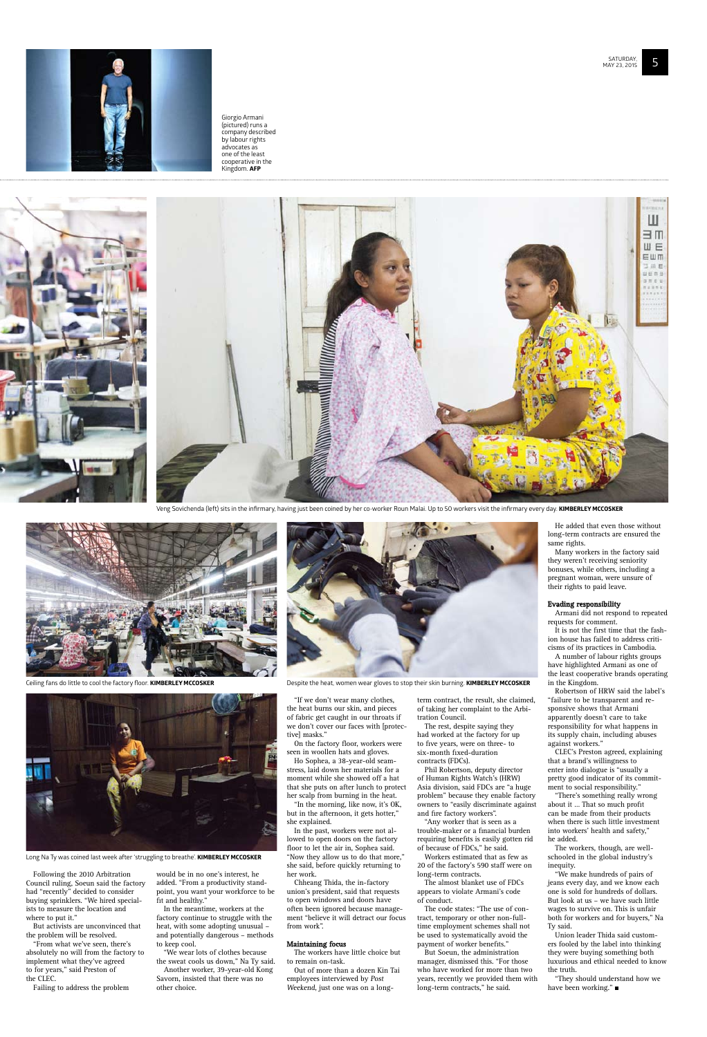Giorgio Armani (pictured) runs a company described by labour rights advocates as one of the least cooperative in the Kingdom. **AFP**

Veng Sovichenda (left) sits in the infirmary, having just been coined by her co-worker Roun Malai. Up to 50 workers visit the infirmary every day. **KIMBERLEY MCCOSKER**

Ceiling fans do little to cool the factory floor. **KIMBERLEY MCCOSKER**

Despite the heat, women wear gloves to stop their skin burning. **KIMBERLEY MCCOSKER**

Long Na Ty was coined last week after 'struggling to breathe'. **KIMBERLEY MCCOSKER**

Following the 2010 Arbitration Council ruling, Soeun said the factory had "recently" decided to consider buying sprinklers. "We hired specialists to measure the location and where to put it."

But activists are unconvinced that the problem will be resolved.

"From what we've seen, there's absolutely no will from the factory to implement what they've agreed to for years," said Preston of the CLEC.

Failing to address the problem would be in no one's interest, he added. "From a productivity standpoint, you want your workforce to be fit and healthy."

In the meantime, workers at the factory continue to struggle with the heat, with some adopting unusual – and potentially dangerous – methods to keep cool.

"We wear lots of clothes because the sweat cools us down," Na Ty said.

Another worker, 39-year-old Kong Savorn, insisted that there was no other choice.

"If we don't wear many clothes, the heat burns our skin, and pieces of fabric get caught in our throats if we don't cover our faces with [protective] masks."

On the factory floor, workers were seen in woollen hats and gloves.

Ho Sophea, a 38-year-old seamstress, laid down her materials for a moment while she showed off a hat that she puts on after lunch to protect her scalp from burning in the heat.

"In the morning, like now, it's OK, but in the afternoon, it gets hotter," she explained.

In the past, workers were not allowed to open doors on the factory floor to let the air in, Sophea said. "Now they allow us to do that more," she said, before quickly returning to her work.

Chheang Thida, the in-factory union's president, said that requests to open windows and doors have often been ignored because management "believe it will detract our focus from work".

### Maintaining focus

The workers have little choice but to remain on-task.

Out of more than a dozen Kin Tai employees interviewed by *Post Weekend*, just one was on a long-term contract, the result, she claimed, of taking her complaint to the Arbitration Council.

The rest, despite saying they had worked at the factory for up to five years, were on three- to six-month fixed-duration contracts (FDCs).

Phil Robertson, deputy director of Human Rights Watch's (HRW) Asia division, said FDCs are "a huge problem" because they enable factory owners to "easily discriminate against and fire factory workers".

"Any worker that is seen as a trouble-maker or a financial burden requiring benefits is easily gotten rid of because of FDCs," he said.

Workers estimated that as few as 20 of the factory's 590 staff were on long-term contracts.

The almost blanket use of FDCs appears to violate Armani's code of conduct.

The code states: "The use of contract, temporary or other non-full-time employment schemes shall not be used to systematically avoid the payment of worker benefits."

But Soeun, the administration manager, dismissed this. "For those who have worked for more than two years, recently we provided them with long-term contracts," he said.

He added that even those without long-term contracts are ensured the same rights.

Many workers in the factory said they weren't receiving seniority bonuses, while others, including a pregnant woman, were unsure of their rights to paid leave.

### Evading responsibility

Armani did not respond to repeated requests for comment.

It is not the first time that the fashion house has failed to address criticisms of its practices in Cambodia.

A number of labour rights groups have highlighted Armani as one of the least cooperative brands operating in the Kingdom.

Robertson of HRW said the label's "failure to be transparent and responsive shows that Armani apparently doesn't care to take responsibility for what happens in its supply chain, including abuses against workers."

CLEC's Preston agreed, explaining that a brand's willingness to enter into dialogue is "usually a pretty good indicator of its commitment to social responsibility."

"There's something really wrong about it … That so much profit can be made from their products when there is such little investment into workers' health and safety," he added.

The workers, though, are well-schooled in the global industry's inequity.

"We make hundreds of pairs of jeans every day, and we know each one is sold for hundreds of dollars. But look at us – we have such little wages to survive on. This is unfair both for workers and for buyers," Na Ty said.

Union leader Thida said customers fooled by the label into thinking they were buying something both luxurious and ethical needed to know the truth.

"They should understand how we have been working." ■